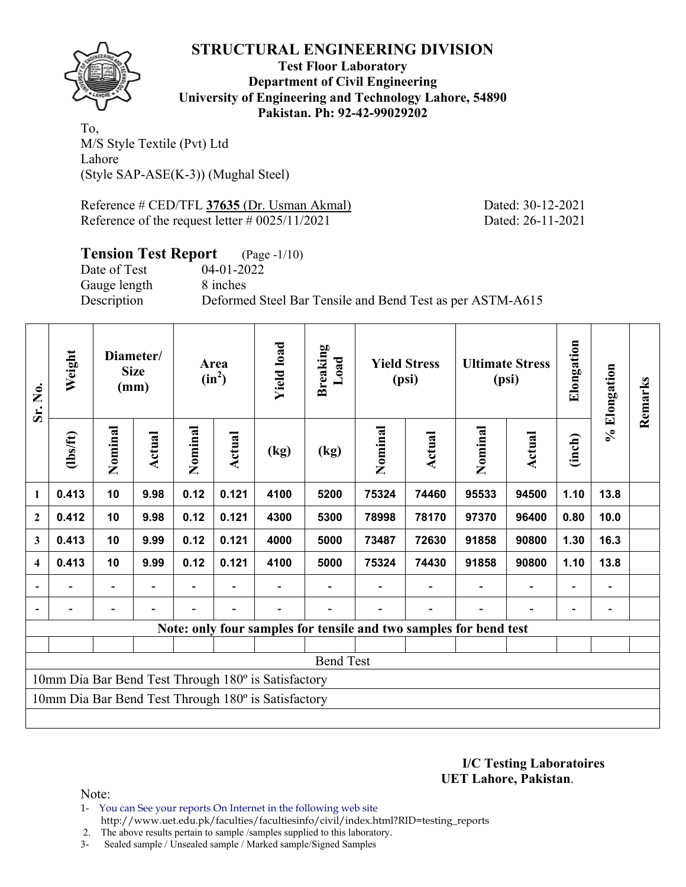# STRUCTURAL ENGINEERING DIVISION

**Test Floor Laboratory**
**Department of Civil Engineering**
**University of Engineering and Technology Lahore, 54890**
**Pakistan. Ph: 92-42-99029202**

To,
M/S Style Textile (Pvt) Ltd
Lahore
(Style SAP-ASE(K-3)) (Mughal Steel)

Reference # CED/TFL **37635** (Dr. Usman Akmal) Dated: 30-12-2021
Reference of the request letter # 0025/11/2021 Dated: 26-11-2021

**Tension Test Report** (Page -1/10)
Date of Test 04-01-2022
Gauge length 8 inches
Description Deformed Steel Bar Tensile and Bend Test as per ASTM-A615

| Sr. No. | Weight | Diameter/ Size (mm) | | Area ($in^2$) | | Yield load | Breaking Load | Yield Stress (psi) | | Ultimate Stress (psi) | | Elongation | % Elongation | Remarks |
|---|---|---|---|---|---|---|---|---|---|---|---|---|---|---|
| | (lbs/ft) | Nominal | Actual | Nominal | Actual | (kg) | (kg) | Nominal | Actual | Nominal | Actual | (inch) | | |
| 1 | 0.413 | 10 | 9.98 | 0.12 | 0.121 | 4100 | 5200 | 75324 | 74460 | 95533 | 94500 | 1.10 | 13.8 | |
| 2 | 0.412 | 10 | 9.98 | 0.12 | 0.121 | 4300 | 5300 | 78998 | 78170 | 97370 | 96400 | 0.80 | 10.0 | |
| 3 | 0.413 | 10 | 9.99 | 0.12 | 0.121 | 4000 | 5000 | 73487 | 72630 | 91858 | 90800 | 1.30 | 16.3 | |
| 4 | 0.413 | 10 | 9.99 | 0.12 | 0.121 | 4100 | 5000 | 75324 | 74430 | 91858 | 90800 | 1.10 | 13.8 | |
| - | - | - | - | - | - | - | - | - | - | - | - | - | - | |
| - | - | - | - | - | - | - | - | - | - | - | - | - | - | |

**Note: only four samples for tensile and two samples for bend test**

Bend Test

10mm Dia Bar Bend Test Through 180º is Satisfactory

10mm Dia Bar Bend Test Through 180º is Satisfactory

**I/C Testing Laboratoires**
**UET Lahore, Pakistan**.

Note:
1- You can See your reports On Internet in the following web site
http://www.uet.edu.pk/faculties/facultiesinfo/civil/index.html?RID=testing_reports
2. The above results pertain to sample /samples supplied to this laboratory.
3- Sealed sample / Unsealed sample / Marked sample/Signed Samples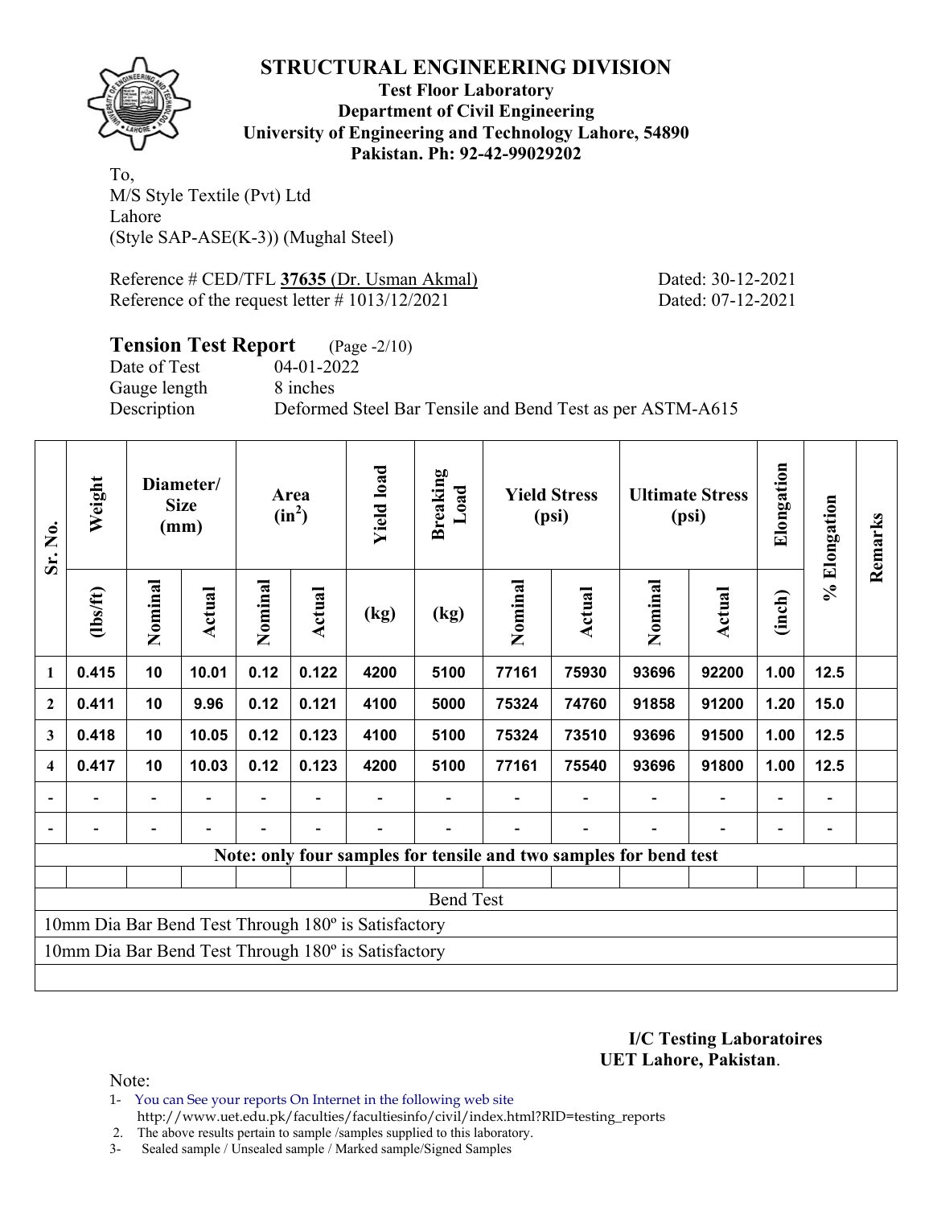# STRUCTURAL ENGINEERING DIVISION

**Test Floor Laboratory**
**Department of Civil Engineering**
**University of Engineering and Technology Lahore, 54890**
**Pakistan. Ph: 92-42-99029202**

To,
M/S Style Textile (Pvt) Ltd
Lahore
(Style SAP-ASE(K-3)) (Mughal Steel)

Reference # CED/TFL **37635** (Dr. Usman Akmal) Dated: 30-12-2021
Reference of the request letter # 1013/12/2021 Dated: 07-12-2021

## Tension Test Report (Page -2/10)

Date of Test 04-01-2022
Gauge length 8 inches
Description Deformed Steel Bar Tensile and Bend Test as per ASTM-A615

| Sr. No. | Weight | Diameter/ Size (mm) | | Area ($in^2$) | | Yield load | Breaking Load | Yield Stress (psi) | | Ultimate Stress (psi) | | Elongation | % Elongation | Remarks |
|---|---|---|---|---|---|---|---|---|---|---|---|---|---|---|
| | (lbs/ft) | Nominal | Actual | Nominal | Actual | (kg) | (kg) | Nominal | Actual | Nominal | Actual | (inch) | | |
| 1 | 0.415 | 10 | 10.01 | 0.12 | 0.122 | 4200 | 5100 | 77161 | 75930 | 93696 | 92200 | 1.00 | 12.5 | |
| 2 | 0.411 | 10 | 9.96 | 0.12 | 0.121 | 4100 | 5000 | 75324 | 74760 | 91858 | 91200 | 1.20 | 15.0 | |
| 3 | 0.418 | 10 | 10.05 | 0.12 | 0.123 | 4100 | 5100 | 75324 | 73510 | 93696 | 91500 | 1.00 | 12.5 | |
| 4 | 0.417 | 10 | 10.03 | 0.12 | 0.123 | 4200 | 5100 | 77161 | 75540 | 93696 | 91800 | 1.00 | 12.5 | |
| - | - | - | - | - | - | - | - | - | - | - | - | - | - | |
| - | - | - | - | - | - | - | - | - | - | - | - | - | - | |
| Note: only four samples for tensile and two samples for bend test | | | | | | | | | | | | | | |
| Bend Test | | | | | | | | | | | | | | |
| 10mm Dia Bar Bend Test Through 180º is Satisfactory | | | | | | | | | | | | | | |
| 10mm Dia Bar Bend Test Through 180º is Satisfactory | | | | | | | | | | | | | | |

**I/C Testing Laboratoires**
**UET Lahore, Pakistan**.

Note:
1- You can See your reports On Internet in the following web site
http://www.uet.edu.pk/faculties/facultiesinfo/civil/index.html?RID=testing_reports
2. The above results pertain to sample /samples supplied to this laboratory.
3- Sealed sample / Unsealed sample / Marked sample/Signed Samples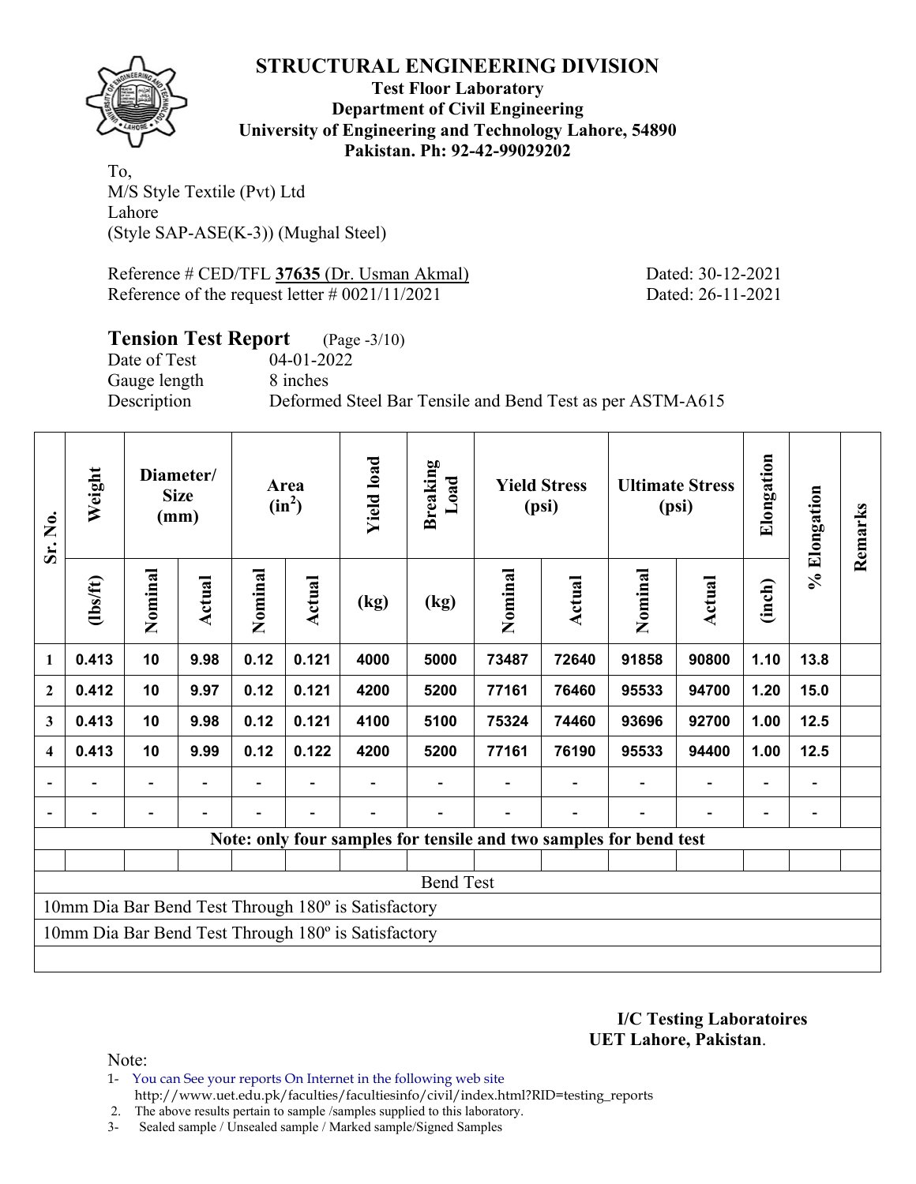# STRUCTURAL ENGINEERING DIVISION

**Test Floor Laboratory**
**Department of Civil Engineering**
**University of Engineering and Technology Lahore, 54890**
**Pakistan. Ph: 92-42-99029202**

To,
M/S Style Textile (Pvt) Ltd
Lahore
(Style SAP-ASE(K-3)) (Mughal Steel)

Reference # CED/TFL **37635** (Dr. Usman Akmal) Dated: 30-12-2021
Reference of the request letter # 0021/11/2021 Dated: 26-11-2021

## Tension Test Report (Page -3/10)

Date of Test 04-01-2022
Gauge length 8 inches
Description Deformed Steel Bar Tensile and Bend Test as per ASTM-A615

| Sr. No. | Weight | Diameter/ Size (mm) | | Area ($in^2$) | | Yield load | Breaking Load | Yield Stress (psi) | | Ultimate Stress (psi) | | Elongation | % Elongation | Remarks |
|---|---|---|---|---|---|---|---|---|---|---|---|---|---|---|
| | (lbs/ft) | Nominal | Actual | Nominal | Actual | (kg) | (kg) | Nominal | Actual | Nominal | Actual | (inch) | | |
| 1 | 0.413 | 10 | 9.98 | 0.12 | 0.121 | 4000 | 5000 | 73487 | 72640 | 91858 | 90800 | 1.10 | 13.8 | |
| 2 | 0.412 | 10 | 9.97 | 0.12 | 0.121 | 4200 | 5200 | 77161 | 76460 | 95533 | 94700 | 1.20 | 15.0 | |
| 3 | 0.413 | 10 | 9.98 | 0.12 | 0.121 | 4100 | 5100 | 75324 | 74460 | 93696 | 92700 | 1.00 | 12.5 | |
| 4 | 0.413 | 10 | 9.99 | 0.12 | 0.122 | 4200 | 5200 | 77161 | 76190 | 95533 | 94400 | 1.00 | 12.5 | |
| - | - | - | - | - | - | - | - | - | - | - | - | - | - | |
| - | - | - | - | - | - | - | - | - | - | - | - | - | - | |

**Note: only four samples for tensile and two samples for bend test**

Bend Test

10mm Dia Bar Bend Test Through 180º is Satisfactory

10mm Dia Bar Bend Test Through 180º is Satisfactory

**I/C Testing Laboratoires**
**UET Lahore, Pakistan**.

Note:

1- You can See your reports On Internet in the following web site
http://www.uet.edu.pk/faculties/facultiesinfo/civil/index.html?RID=testing_reports
2. The above results pertain to sample /samples supplied to this laboratory.
3- Sealed sample / Unsealed sample / Marked sample/Signed Samples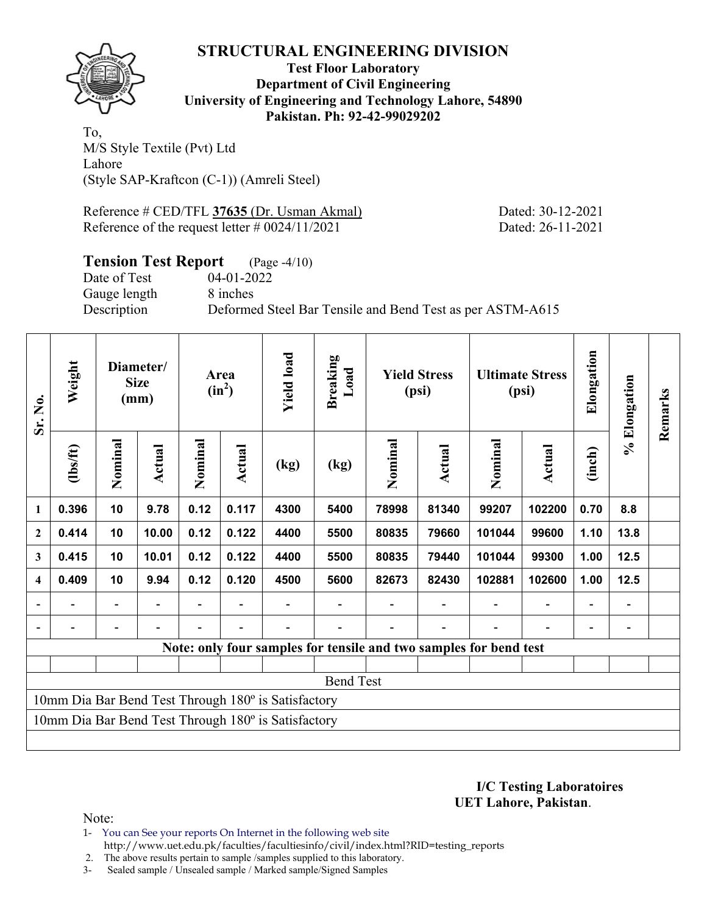# STRUCTURAL ENGINEERING DIVISION

**Test Floor Laboratory**
**Department of Civil Engineering**
**University of Engineering and Technology Lahore, 54890**
**Pakistan. Ph: 92-42-99029202**

To,
M/S Style Textile (Pvt) Ltd
Lahore
(Style SAP-Kraftcon (C-1)) (Amreli Steel)

Reference # CED/TFL **37635** (Dr. Usman Akmal) Dated: 30-12-2021
Reference of the request letter # 0024/11/2021 Dated: 26-11-2021

## Tension Test Report (Page -4/10)

Date of Test 04-01-2022
Gauge length 8 inches
Description Deformed Steel Bar Tensile and Bend Test as per ASTM-A615

| Sr. No. | Weight | Diameter/ Size (mm) | | Area ($in^2$) | | Yield load | Breaking Load | Yield Stress (psi) | | Ultimate Stress (psi) | | Elongation | % Elongation | Remarks |
|---|---|---|---|---|---|---|---|---|---|---|---|---|---|---|
| | (lbs/ft) | Nominal | Actual | Nominal | Actual | (kg) | (kg) | Nominal | Actual | Nominal | Actual | (inch) | | |
| 1 | 0.396 | 10 | 9.78 | 0.12 | 0.117 | 4300 | 5400 | 78998 | 81340 | 99207 | 102200 | 0.70 | 8.8 | |
| 2 | 0.414 | 10 | 10.00 | 0.12 | 0.122 | 4400 | 5500 | 80835 | 79660 | 101044 | 99600 | 1.10 | 13.8 | |
| 3 | 0.415 | 10 | 10.01 | 0.12 | 0.122 | 4400 | 5500 | 80835 | 79440 | 101044 | 99300 | 1.00 | 12.5 | |
| 4 | 0.409 | 10 | 9.94 | 0.12 | 0.120 | 4500 | 5600 | 82673 | 82430 | 102881 | 102600 | 1.00 | 12.5 | |
| - | - | - | - | - | - | - | - | - | - | - | - | - | - | |
| - | - | - | - | - | - | - | - | - | - | - | - | - | - | |
| Note: only four samples for tensile and two samples for bend test | | | | | | | | | | | | | | |
| Bend Test | | | | | | | | | | | | | | |
| 10mm Dia Bar Bend Test Through 180º is Satisfactory | | | | | | | | | | | | | | |
| 10mm Dia Bar Bend Test Through 180º is Satisfactory | | | | | | | | | | | | | | |

**I/C Testing Laboratoires**
**UET Lahore, Pakistan**.

Note:
1- You can See your reports On Internet in the following web site
http://www.uet.edu.pk/faculties/facultiesinfo/civil/index.html?RID=testing_reports
2. The above results pertain to sample /samples supplied to this laboratory.
3- Sealed sample / Unsealed sample / Marked sample/Signed Samples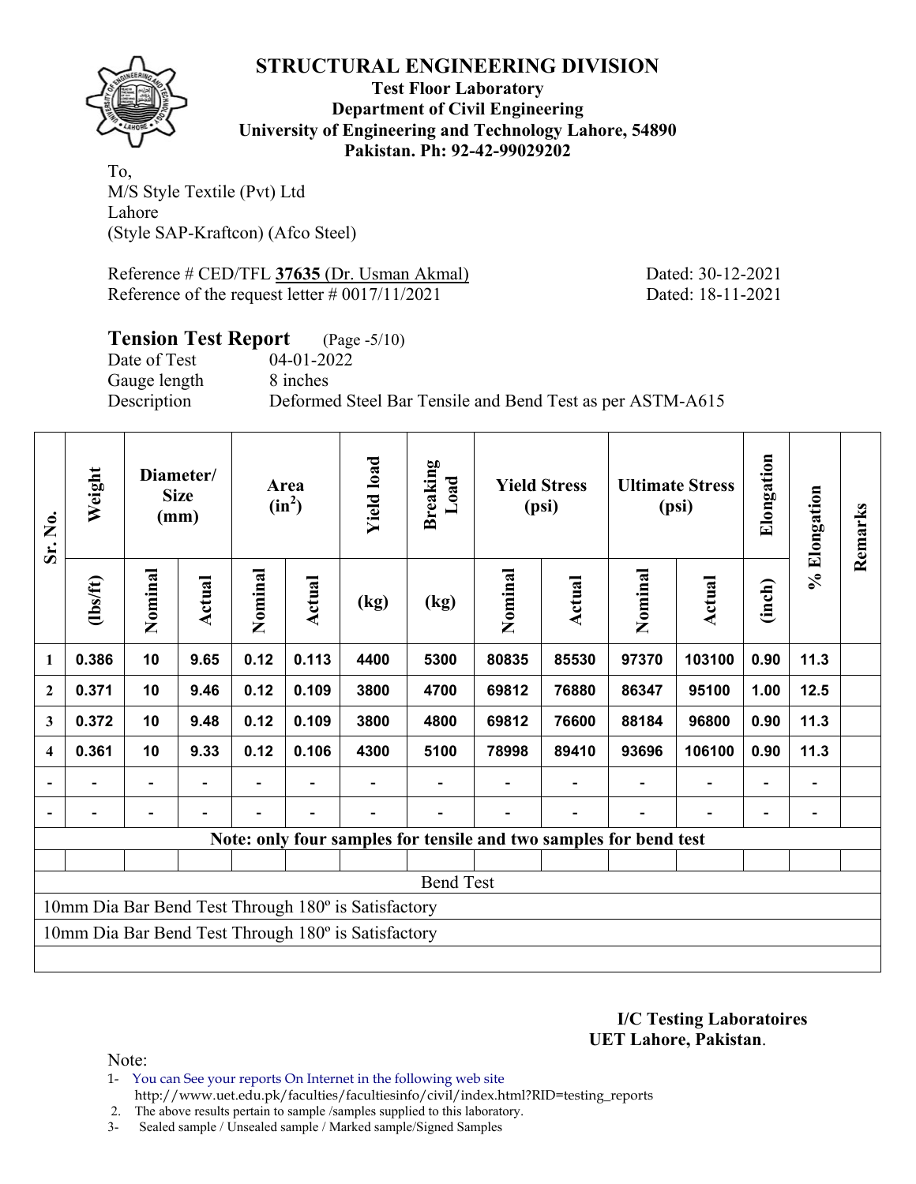# STRUCTURAL ENGINEERING DIVISION

**Test Floor Laboratory**
**Department of Civil Engineering**
**University of Engineering and Technology Lahore, 54890**
**Pakistan. Ph: 92-42-99029202**

To,
M/S Style Textile (Pvt) Ltd
Lahore
(Style SAP-Kraftcon) (Afco Steel)

Reference # CED/TFL **37635** (Dr. Usman Akmal) Dated: 30-12-2021
Reference of the request letter # 0017/11/2021 Dated: 18-11-2021

## Tension Test Report (Page -5/10)

Date of Test 04-01-2022
Gauge length 8 inches
Description Deformed Steel Bar Tensile and Bend Test as per ASTM-A615

| Sr. No. | Weight | Diameter/ Size (mm) | | Area ($in^2$) | | Yield load | Breaking Load | Yield Stress (psi) | | Ultimate Stress (psi) | | Elongation | % Elongation | Remarks |
|---|---|---|---|---|---|---|---|---|---|---|---|---|---|---|
| | (lbs/ft) | Nominal | Actual | Nominal | Actual | (kg) | (kg) | Nominal | Actual | Nominal | Actual | (inch) | | |
| 1 | 0.386 | 10 | 9.65 | 0.12 | 0.113 | 4400 | 5300 | 80835 | 85530 | 97370 | 103100 | 0.90 | 11.3 | |
| 2 | 0.371 | 10 | 9.46 | 0.12 | 0.109 | 3800 | 4700 | 69812 | 76880 | 86347 | 95100 | 1.00 | 12.5 | |
| 3 | 0.372 | 10 | 9.48 | 0.12 | 0.109 | 3800 | 4800 | 69812 | 76600 | 88184 | 96800 | 0.90 | 11.3 | |
| 4 | 0.361 | 10 | 9.33 | 0.12 | 0.106 | 4300 | 5100 | 78998 | 89410 | 93696 | 106100 | 0.90 | 11.3 | |
| - | - | - | - | - | - | - | - | - | - | - | - | - | - | |
| - | - | - | - | - | - | - | - | - | - | - | - | - | - | |

**Note: only four samples for tensile and two samples for bend test**

Bend Test

10mm Dia Bar Bend Test Through 180º is Satisfactory

10mm Dia Bar Bend Test Through 180º is Satisfactory

**I/C Testing Laboratoires**
**UET Lahore, Pakistan**.

Note:
1- You can See your reports On Internet in the following web site
http://www.uet.edu.pk/faculties/facultiesinfo/civil/index.html?RID=testing_reports
2. The above results pertain to sample /samples supplied to this laboratory.
3- Sealed sample / Unsealed sample / Marked sample/Signed Samples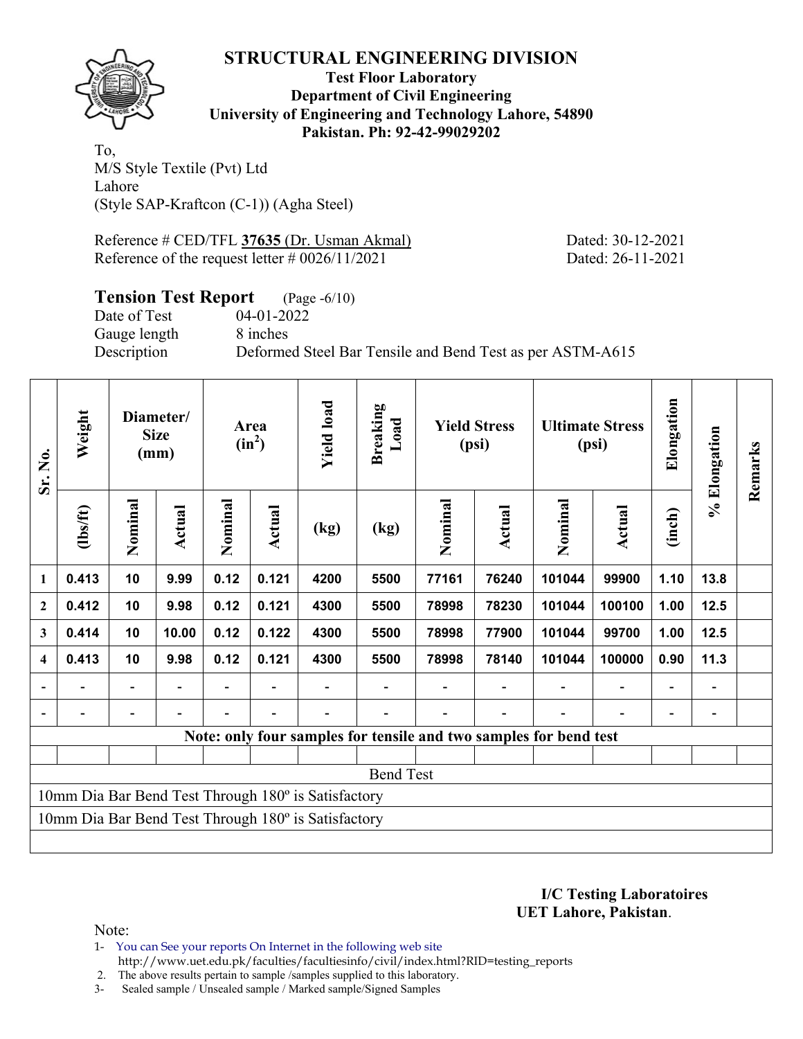# STRUCTURAL ENGINEERING DIVISION

**Test Floor Laboratory**
**Department of Civil Engineering**
**University of Engineering and Technology Lahore, 54890**
**Pakistan. Ph: 92-42-99029202**

To,
M/S Style Textile (Pvt) Ltd
Lahore
(Style SAP-Kraftcon (C-1)) (Agha Steel)

Reference # CED/TFL **37635** (Dr. Usman Akmal) Dated: 30-12-2021
Reference of the request letter # 0026/11/2021 Dated: 26-11-2021

## Tension Test Report (Page -6/10)

Date of Test 04-01-2022
Gauge length 8 inches
Description Deformed Steel Bar Tensile and Bend Test as per ASTM-A615

| Sr. No. | Weight | Diameter/ Size (mm) | | Area ($in^2$) | | Yield load | Breaking Load | Yield Stress (psi) | | Ultimate Stress (psi) | | Elongation | % Elongation | Remarks |
|---|---|---|---|---|---|---|---|---|---|---|---|---|---|---|
| | (lbs/ft) | Nominal | Actual | Nominal | Actual | (kg) | (kg) | Nominal | Actual | Nominal | Actual | (inch) | | |
| 1 | 0.413 | 10 | 9.99 | 0.12 | 0.121 | 4200 | 5500 | 77161 | 76240 | 101044 | 99900 | 1.10 | 13.8 | |
| 2 | 0.412 | 10 | 9.98 | 0.12 | 0.121 | 4300 | 5500 | 78998 | 78230 | 101044 | 100100 | 1.00 | 12.5 | |
| 3 | 0.414 | 10 | 10.00 | 0.12 | 0.122 | 4300 | 5500 | 78998 | 77900 | 101044 | 99700 | 1.00 | 12.5 | |
| 4 | 0.413 | 10 | 9.98 | 0.12 | 0.121 | 4300 | 5500 | 78998 | 78140 | 101044 | 100000 | 0.90 | 11.3 | |
| - | - | - | - | - | - | - | - | - | - | - | - | - | - | |
| - | - | - | - | - | - | - | - | - | - | - | - | - | - | |

**Note: only four samples for tensile and two samples for bend test**

Bend Test

10mm Dia Bar Bend Test Through 180º is Satisfactory

10mm Dia Bar Bend Test Through 180º is Satisfactory

**I/C Testing Laboratoires**
**UET Lahore, Pakistan**.

Note:

1- You can See your reports On Internet in the following web site
http://www.uet.edu.pk/faculties/facultiesinfo/civil/index.html?RID=testing_reports

2. The above results pertain to sample /samples supplied to this laboratory.

3- Sealed sample / Unsealed sample / Marked sample/Signed Samples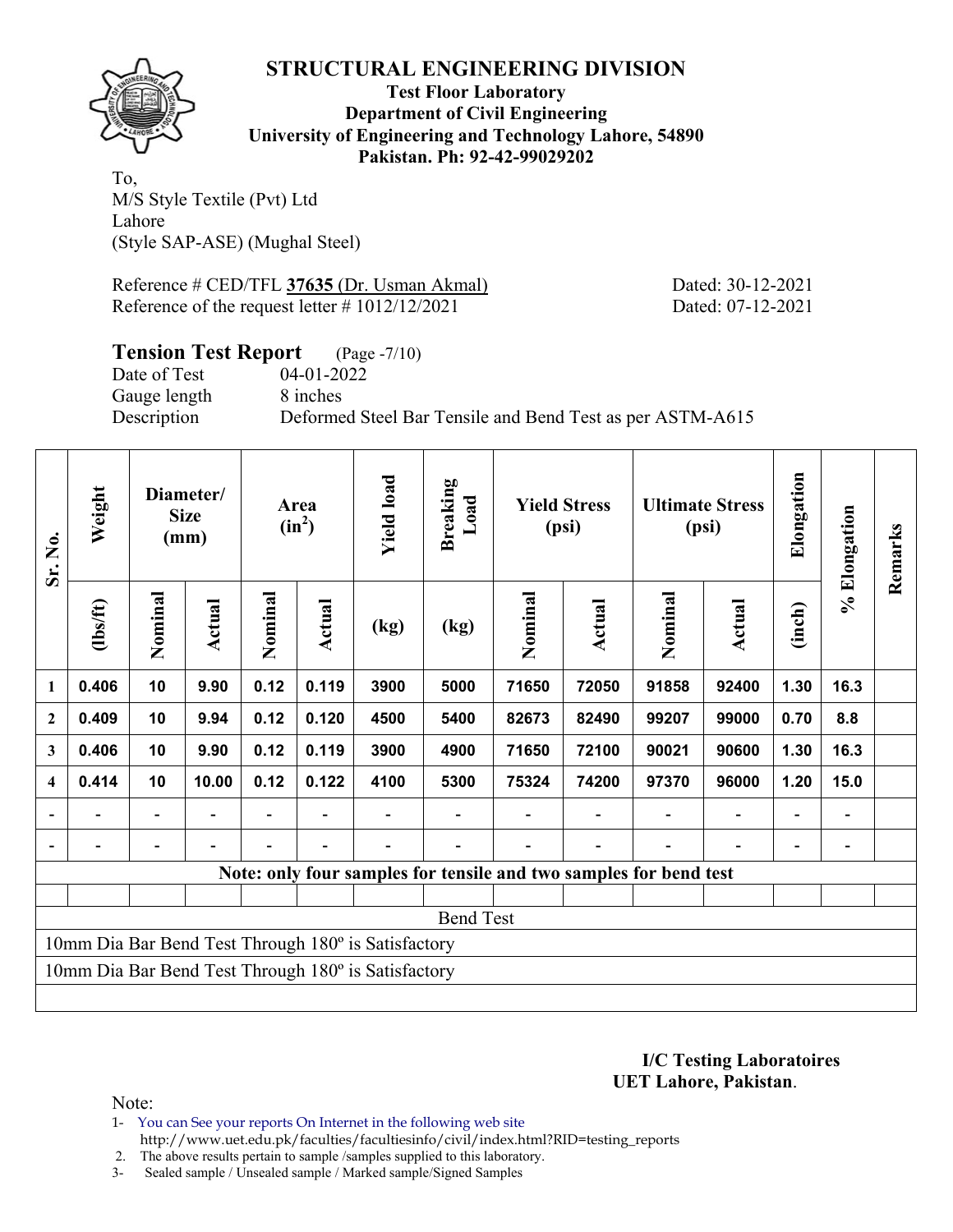# STRUCTURAL ENGINEERING DIVISION

**Test Floor Laboratory**
**Department of Civil Engineering**
**University of Engineering and Technology Lahore, 54890**
**Pakistan. Ph: 92-42-99029202**

To,
M/S Style Textile (Pvt) Ltd
Lahore
(Style SAP-ASE) (Mughal Steel)

Reference # CED/TFL **37635** (Dr. Usman Akmal) Dated: 30-12-2021
Reference of the request letter # 1012/12/2021 Dated: 07-12-2021

## Tension Test Report (Page -7/10)

Date of Test 04-01-2022
Gauge length 8 inches
Description Deformed Steel Bar Tensile and Bend Test as per ASTM-A615

| Sr. No. | Weight | Diameter/ Size (mm) | | Area ($in^2$) | | Yield load | Breaking Load | Yield Stress (psi) | | Ultimate Stress (psi) | | Elongation | % Elongation | Remarks |
|---|---|---|---|---|---|---|---|---|---|---|---|---|---|---|
| | (lbs/ft) | Nominal | Actual | Nominal | Actual | (kg) | (kg) | Nominal | Actual | Nominal | Actual | (inch) | | |
| 1 | 0.406 | 10 | 9.90 | 0.12 | 0.119 | 3900 | 5000 | 71650 | 72050 | 91858 | 92400 | 1.30 | 16.3 | |
| 2 | 0.409 | 10 | 9.94 | 0.12 | 0.120 | 4500 | 5400 | 82673 | 82490 | 99207 | 99000 | 0.70 | 8.8 | |
| 3 | 0.406 | 10 | 9.90 | 0.12 | 0.119 | 3900 | 4900 | 71650 | 72100 | 90021 | 90600 | 1.30 | 16.3 | |
| 4 | 0.414 | 10 | 10.00 | 0.12 | 0.122 | 4100 | 5300 | 75324 | 74200 | 97370 | 96000 | 1.20 | 15.0 | |
| - | - | - | - | - | - | - | - | - | - | - | - | - | - | |
| - | - | - | - | - | - | - | - | - | - | - | - | - | - | |
| Note: only four samples for tensile and two samples for bend test | | | | | | | | | | | | | | |
| | | | | | | | | | | | | | | |
| Bend Test | | | | | | | | | | | | | | |
| 10mm Dia Bar Bend Test Through 180º is Satisfactory | | | | | | | | | | | | | | |
| 10mm Dia Bar Bend Test Through 180º is Satisfactory | | | | | | | | | | | | | | |

**I/C Testing Laboratoires**
**UET Lahore, Pakistan**.

Note:
1- You can See your reports On Internet in the following web site
http://www.uet.edu.pk/faculties/facultiesinfo/civil/index.html?RID=testing_reports
2. The above results pertain to sample /samples supplied to this laboratory.
3- Sealed sample / Unsealed sample / Marked sample/Signed Samples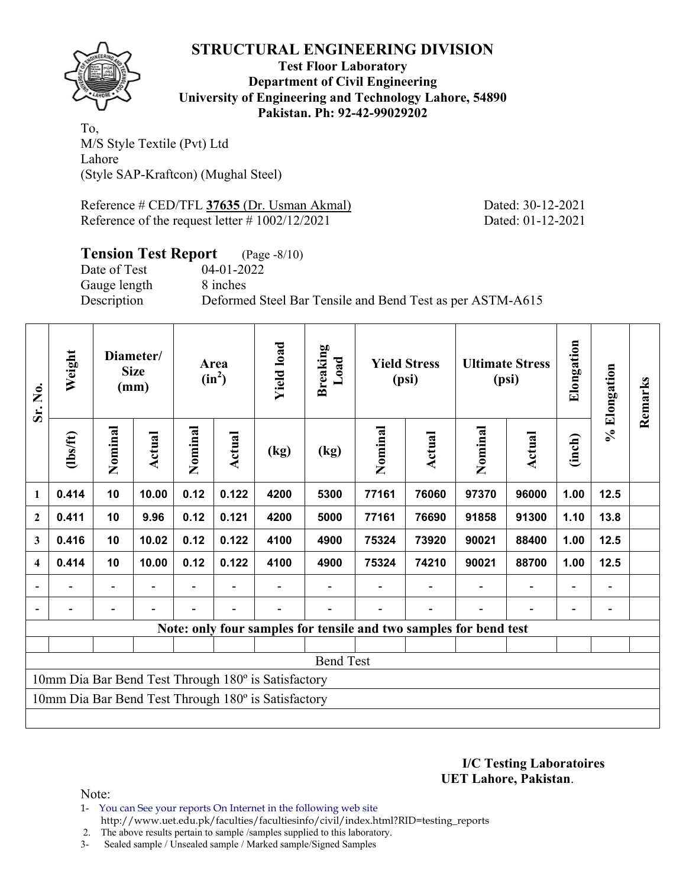# STRUCTURAL ENGINEERING DIVISION

**Test Floor Laboratory**
**Department of Civil Engineering**
**University of Engineering and Technology Lahore, 54890**
**Pakistan. Ph: 92-42-99029202**

To,
M/S Style Textile (Pvt) Ltd
Lahore
(Style SAP-Kraftcon) (Mughal Steel)

Reference # CED/TFL **37635** (Dr. Usman Akmal) Dated: 30-12-2021
Reference of the request letter # 1002/12/2021 Dated: 01-12-2021

## Tension Test Report (Page -8/10)

Date of Test 04-01-2022
Gauge length 8 inches
Description Deformed Steel Bar Tensile and Bend Test as per ASTM-A615

| Sr. No. | Weight | Diameter/ Size (mm) | | Area ($in^2$) | | Yield load | Breaking Load | Yield Stress (psi) | | Ultimate Stress (psi) | | Elongation | % Elongation | Remarks |
|---|---|---|---|---|---|---|---|---|---|---|---|---|---|---|
| | (lbs/ft) | Nominal | Actual | Nominal | Actual | (kg) | (kg) | Nominal | Actual | Nominal | Actual | (inch) | | |
| 1 | 0.414 | 10 | 10.00 | 0.12 | 0.122 | 4200 | 5300 | 77161 | 76060 | 97370 | 96000 | 1.00 | 12.5 | |
| 2 | 0.411 | 10 | 9.96 | 0.12 | 0.121 | 4200 | 5000 | 77161 | 76690 | 91858 | 91300 | 1.10 | 13.8 | |
| 3 | 0.416 | 10 | 10.02 | 0.12 | 0.122 | 4100 | 4900 | 75324 | 73920 | 90021 | 88400 | 1.00 | 12.5 | |
| 4 | 0.414 | 10 | 10.00 | 0.12 | 0.122 | 4100 | 4900 | 75324 | 74210 | 90021 | 88700 | 1.00 | 12.5 | |
| - | - | - | - | - | - | - | - | - | - | - | - | - | - | |
| - | - | - | - | - | - | - | - | - | - | - | - | - | - | |
| **Note: only four samples for tensile and two samples for bend test** | | | | | | | | | | | | | | |
| | | | | | | | | | | | | | | |
| Bend Test | | | | | | | | | | | | | | |
| 10mm Dia Bar Bend Test Through 180º is Satisfactory | | | | | | | | | | | | | | |
| 10mm Dia Bar Bend Test Through 180º is Satisfactory | | | | | | | | | | | | | | |

**I/C Testing Laboratoires**
**UET Lahore, Pakistan**.

Note:

1- You can See your reports On Internet in the following web site
http://www.uet.edu.pk/faculties/facultiesinfo/civil/index.html?RID=testing_reports
2. The above results pertain to sample /samples supplied to this laboratory.
3- Sealed sample / Unsealed sample / Marked sample/Signed Samples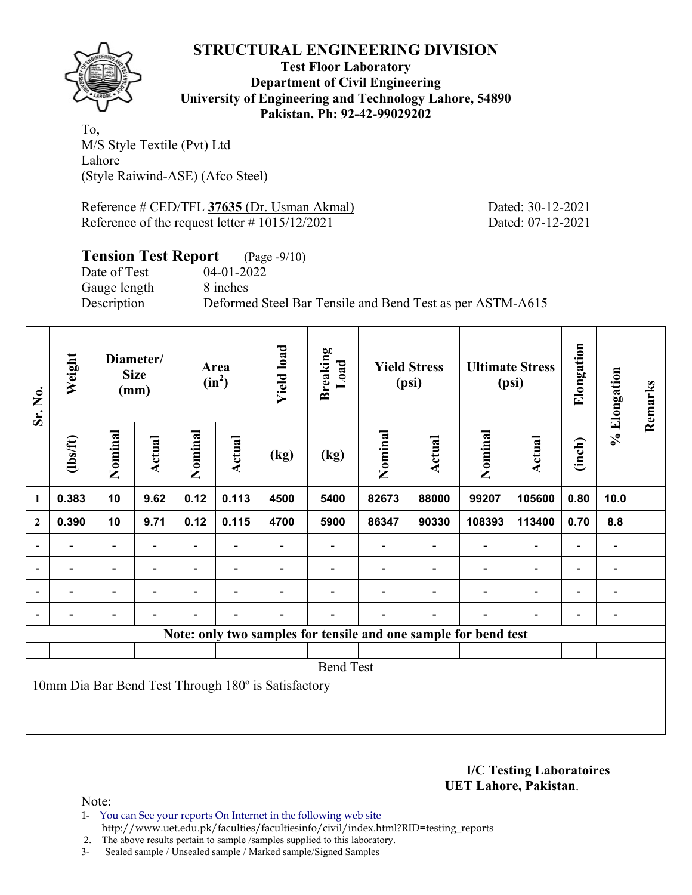# STRUCTURAL ENGINEERING DIVISION

**Test Floor Laboratory**
**Department of Civil Engineering**
**University of Engineering and Technology Lahore, 54890**
**Pakistan. Ph: 92-42-99029202**

To,
M/S Style Textile (Pvt) Ltd
Lahore
(Style Raiwind-ASE) (Afco Steel)

Reference # CED/TFL **37635** (Dr. Usman Akmal) Dated: 30-12-2021
Reference of the request letter # 1015/12/2021 Dated: 07-12-2021

## Tension Test Report (Page -9/10)

Date of Test 04-01-2022
Gauge length 8 inches
Description Deformed Steel Bar Tensile and Bend Test as per ASTM-A615

| Sr. No. | Weight | Diameter/ Size (mm) | | Area ($in^2$) | | Yield load | Breaking Load | Yield Stress (psi) | | Ultimate Stress (psi) | | Elongation | % Elongation | Remarks |
|---|---|---|---|---|---|---|---|---|---|---|---|---|---|---|
| | (lbs/ft) | Nominal | Actual | Nominal | Actual | (kg) | (kg) | Nominal | Actual | Nominal | Actual | (inch) | | |
| 1 | 0.383 | 10 | 9.62 | 0.12 | 0.113 | 4500 | 5400 | 82673 | 88000 | 99207 | 105600 | 0.80 | 10.0 | |
| 2 | 0.390 | 10 | 9.71 | 0.12 | 0.115 | 4700 | 5900 | 86347 | 90330 | 108393 | 113400 | 0.70 | 8.8 | |
| - | - | - | - | - | - | - | - | - | - | - | - | - | - | |
| - | - | - | - | - | - | - | - | - | - | - | - | - | - | |
| - | - | - | - | - | - | - | - | - | - | - | - | - | - | |
| - | - | - | - | - | - | - | - | - | - | - | - | - | - | |

**Note: only two samples for tensile and one sample for bend test**

Bend Test

10mm Dia Bar Bend Test Through 180º is Satisfactory

**I/C Testing Laboratoires**
**UET Lahore, Pakistan**.

Note:
1- You can See your reports On Internet in the following web site
http://www.uet.edu.pk/faculties/facultiesinfo/civil/index.html?RID=testing_reports
2. The above results pertain to sample /samples supplied to this laboratory.
3- Sealed sample / Unsealed sample / Marked sample/Signed Samples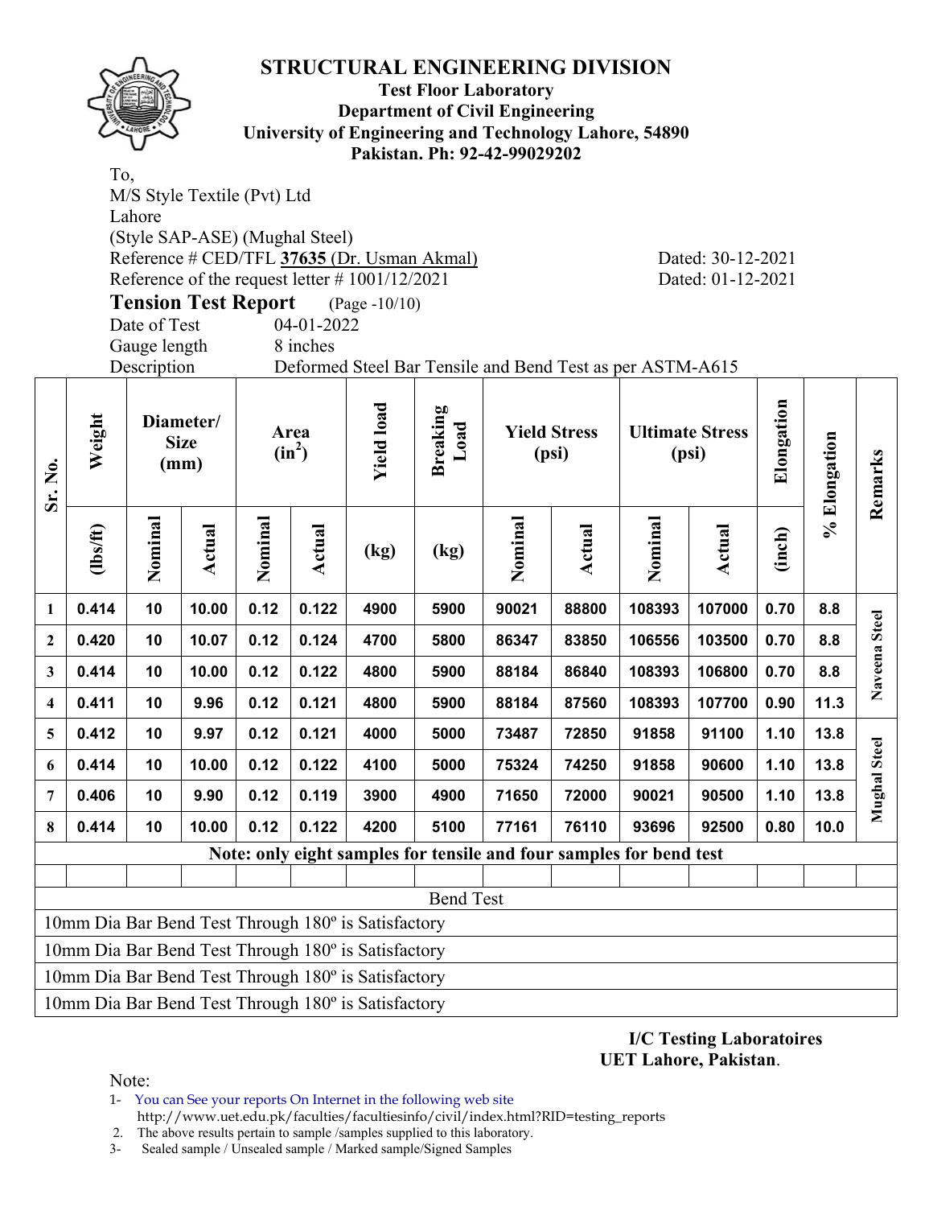# STRUCTURAL ENGINEERING DIVISION

**Test Floor Laboratory**
**Department of Civil Engineering**
**University of Engineering and Technology Lahore, 54890**
**Pakistan. Ph: 92-42-99029202**

To,
M/S Style Textile (Pvt) Ltd
Lahore
(Style SAP-ASE) (Mughal Steel)
Reference # CED/TFL **37635** (Dr. Usman Akmal) — Dated: 30-12-2021
Reference of the request letter # 1001/12/2021 — Dated: 01-12-2021

**Tension Test Report** (Page -10/10)

Date of Test: 04-01-2022
Gauge length: 8 inches
Description: Deformed Steel Bar Tensile and Bend Test as per ASTM-A615

| Sr. No. | Weight | Diameter/ Size (mm) | | Area ($in^2$) | | Yield load | Breaking Load | Yield Stress (psi) | | Ultimate Stress (psi) | | Elongation | % Elongation | Remarks |
|---|---|---|---|---|---|---|---|---|---|---|---|---|---|---|
| | (lbs/ft) | Nominal | Actual | Nominal | Actual | (kg) | (kg) | Nominal | Actual | Nominal | Actual | (inch) | | |
| 1 | 0.414 | 10 | 10.00 | 0.12 | 0.122 | 4900 | 5900 | 90021 | 88800 | 108393 | 107000 | 0.70 | 8.8 | Naveena Steel |
| 2 | 0.420 | 10 | 10.07 | 0.12 | 0.124 | 4700 | 5800 | 86347 | 83850 | 106556 | 103500 | 0.70 | 8.8 | Naveena Steel |
| 3 | 0.414 | 10 | 10.00 | 0.12 | 0.122 | 4800 | 5900 | 88184 | 86840 | 108393 | 106800 | 0.70 | 8.8 | Naveena Steel |
| 4 | 0.411 | 10 | 9.96 | 0.12 | 0.121 | 4800 | 5900 | 88184 | 87560 | 108393 | 107700 | 0.90 | 11.3 | Naveena Steel |
| 5 | 0.412 | 10 | 9.97 | 0.12 | 0.121 | 4000 | 5000 | 73487 | 72850 | 91858 | 91100 | 1.10 | 13.8 | Mughal Steel |
| 6 | 0.414 | 10 | 10.00 | 0.12 | 0.122 | 4100 | 5000 | 75324 | 74250 | 91858 | 90600 | 1.10 | 13.8 | Mughal Steel |
| 7 | 0.406 | 10 | 9.90 | 0.12 | 0.119 | 3900 | 4900 | 71650 | 72000 | 90021 | 90500 | 1.10 | 13.8 | Mughal Steel |
| 8 | 0.414 | 10 | 10.00 | 0.12 | 0.122 | 4200 | 5100 | 77161 | 76110 | 93696 | 92500 | 0.80 | 10.0 | Mughal Steel |

**Note: only eight samples for tensile and four samples for bend test**

Bend Test

10mm Dia Bar Bend Test Through 180º is Satisfactory
10mm Dia Bar Bend Test Through 180º is Satisfactory
10mm Dia Bar Bend Test Through 180º is Satisfactory
10mm Dia Bar Bend Test Through 180º is Satisfactory

**I/C Testing Laboratoires**
**UET Lahore, Pakistan**.

Note:
1- You can See your reports On Internet in the following web site http://www.uet.edu.pk/faculties/facultiesinfo/civil/index.html?RID=testing_reports
2. The above results pertain to sample /samples supplied to this laboratory.
3- Sealed sample / Unsealed sample / Marked sample/Signed Samples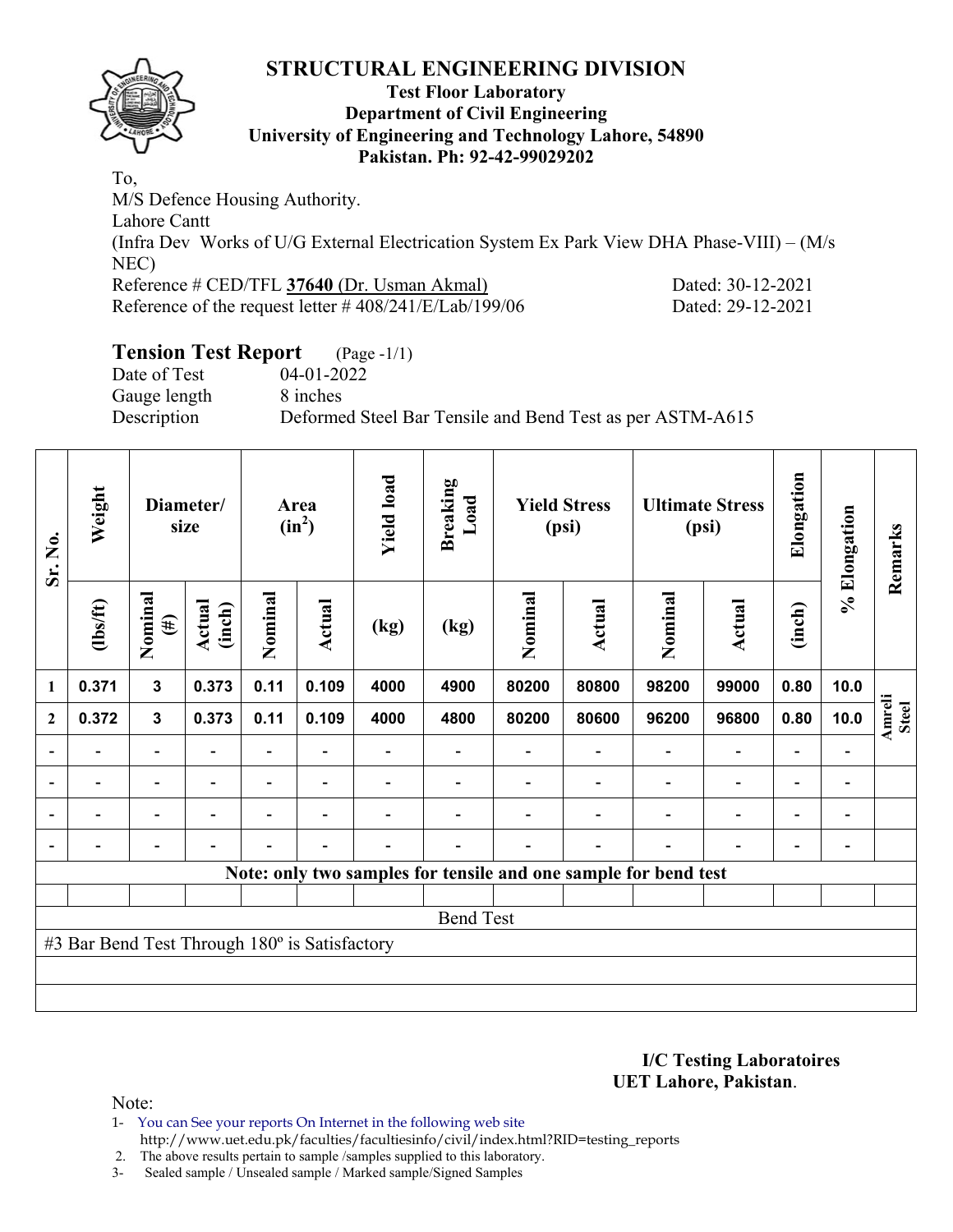# STRUCTURAL ENGINEERING DIVISION

**Test Floor Laboratory**
**Department of Civil Engineering**
**University of Engineering and Technology Lahore, 54890**
**Pakistan. Ph: 92-42-99029202**

To,
M/S Defence Housing Authority.
Lahore Cantt
(Infra Dev Works of U/G External Electrication System Ex Park View DHA Phase-VIII) – (M/s NEC)
Reference # CED/TFL **37640** (Dr. Usman Akmal) Dated: 30-12-2021
Reference of the request letter # 408/241/E/Lab/199/06 Dated: 29-12-2021

## Tension Test Report (Page -1/1)

Date of Test 04-01-2022
Gauge length 8 inches
Description Deformed Steel Bar Tensile and Bend Test as per ASTM-A615

| Sr. No. | Weight | Diameter/ size | | Area ($in^2$) | | Yield load | Breaking Load | Yield Stress (psi) | | Ultimate Stress (psi) | | Elongation | % Elongation | Remarks |
|---|---|---|---|---|---|---|---|---|---|---|---|---|---|---|
| | (lbs/ft) | Nominal (#) | Actual (inch) | Nominal | Actual | (kg) | (kg) | Nominal | Actual | Nominal | Actual | (inch) | | |
| 1 | 0.371 | 3 | 0.373 | 0.11 | 0.109 | 4000 | 4900 | 80200 | 80800 | 98200 | 99000 | 0.80 | 10.0 | Amreli Steel |
| 2 | 0.372 | 3 | 0.373 | 0.11 | 0.109 | 4000 | 4800 | 80200 | 80600 | 96200 | 96800 | 0.80 | 10.0 | |
| - | - | - | - | - | - | - | - | - | - | - | - | - | - | |
| - | - | - | - | - | - | - | - | - | - | - | - | - | - | |
| - | - | - | - | - | - | - | - | - | - | - | - | - | - | |
| - | - | - | - | - | - | - | - | - | - | - | - | - | - | |
| **Note: only two samples for tensile and one sample for bend test** | | | | | | | | | | | | | | |
| Bend Test | | | | | | | | | | | | | | |
| #3 Bar Bend Test Through 180º is Satisfactory | | | | | | | | | | | | | | |

**I/C Testing Laboratoires**
**UET Lahore, Pakistan**.

Note:
1- You can See your reports On Internet in the following web site
http://www.uet.edu.pk/faculties/facultiesinfo/civil/index.html?RID=testing_reports
2. The above results pertain to sample /samples supplied to this laboratory.
3- Sealed sample / Unsealed sample / Marked sample/Signed Samples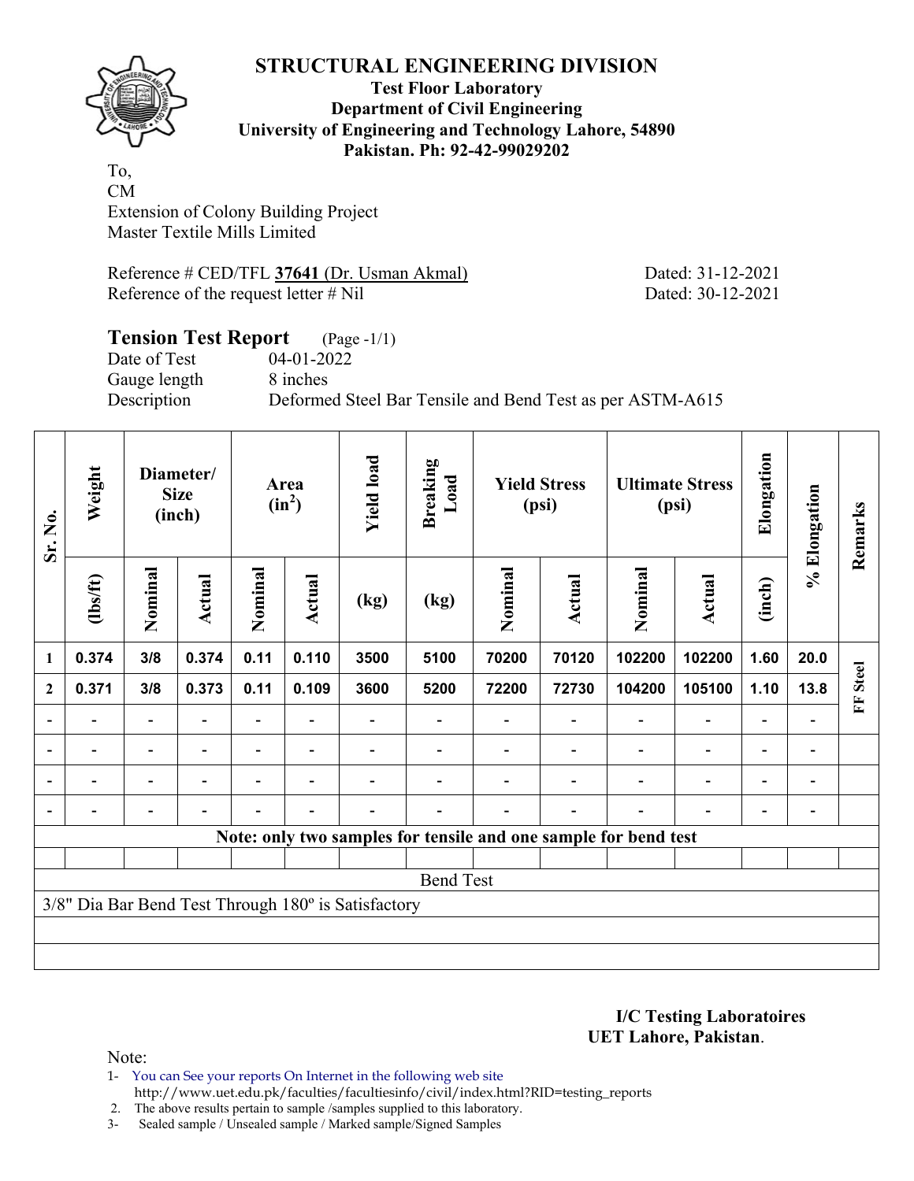# STRUCTURAL ENGINEERING DIVISION

**Test Floor Laboratory**
**Department of Civil Engineering**
**University of Engineering and Technology Lahore, 54890**
**Pakistan. Ph: 92-42-99029202**

To,
CM
Extension of Colony Building Project
Master Textile Mills Limited

Reference # CED/TFL **37641** (Dr. Usman Akmal) Dated: 31-12-2021
Reference of the request letter # Nil Dated: 30-12-2021

## Tension Test Report (Page -1/1)

Date of Test 04-01-2022
Gauge length 8 inches
Description Deformed Steel Bar Tensile and Bend Test as per ASTM-A615

| Sr. No. | Weight | Diameter/ Size (inch) | | Area ($in^2$) | | Yield load | Breaking Load | Yield Stress (psi) | | Ultimate Stress (psi) | | Elongation | % Elongation | Remarks |
|---|---|---|---|---|---|---|---|---|---|---|---|---|---|---|
| | (lbs/ft) | Nominal | Actual | Nominal | Actual | (kg) | (kg) | Nominal | Actual | Nominal | Actual | (inch) | | |
| 1 | 0.374 | 3/8 | 0.374 | 0.11 | 0.110 | 3500 | 5100 | 70200 | 70120 | 102200 | 102200 | 1.60 | 20.0 | FF Steel |
| 2 | 0.371 | 3/8 | 0.373 | 0.11 | 0.109 | 3600 | 5200 | 72200 | 72730 | 104200 | 105100 | 1.10 | 13.8 | |
| - | - | - | - | - | - | - | - | - | - | - | - | - | - | |
| - | - | - | - | - | - | - | - | - | - | - | - | - | - | |
| - | - | - | - | - | - | - | - | - | - | - | - | - | - | |
| - | - | - | - | - | - | - | - | - | - | - | - | - | - | |

**Note: only two samples for tensile and one sample for bend test**

Bend Test

3/8" Dia Bar Bend Test Through 180º is Satisfactory

**I/C Testing Laboratoires**
**UET Lahore, Pakistan**.

Note:
1- You can See your reports On Internet in the following web site http://www.uet.edu.pk/faculties/facultiesinfo/civil/index.html?RID=testing_reports
2. The above results pertain to sample /samples supplied to this laboratory.
3- Sealed sample / Unsealed sample / Marked sample/Signed Samples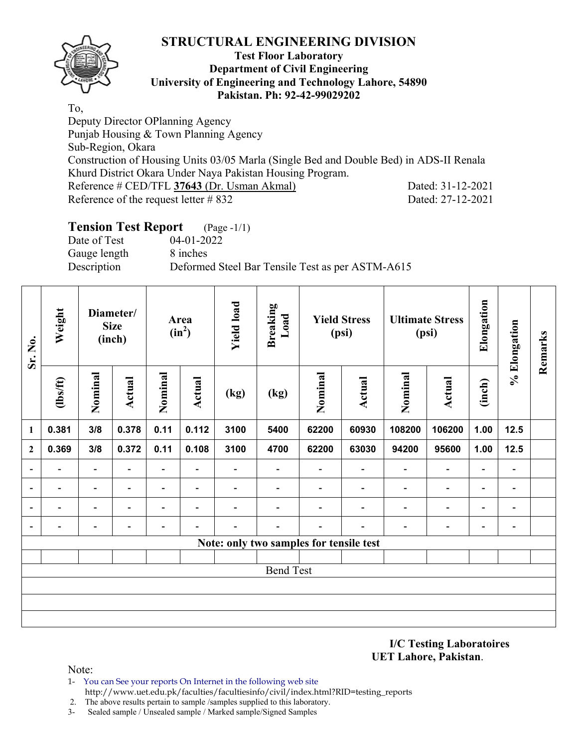# STRUCTURAL ENGINEERING DIVISION

**Test Floor Laboratory**
**Department of Civil Engineering**
**University of Engineering and Technology Lahore, 54890**
**Pakistan. Ph: 92-42-99029202**

To,
Deputy Director OPlanning Agency
Punjab Housing & Town Planning Agency
Sub-Region, Okara
Construction of Housing Units 03/05 Marla (Single Bed and Double Bed) in ADS-II Renala Khurd District Okara Under Naya Pakistan Housing Program.
Reference # CED/TFL **37643** (Dr. Usman Akmal) Dated: 31-12-2021
Reference of the request letter # 832 Dated: 27-12-2021

## Tension Test Report (Page -1/1)

Date of Test 04-01-2022
Gauge length 8 inches
Description Deformed Steel Bar Tensile Test as per ASTM-A615

| Sr. No. | Weight | Diameter/ Size (inch) | | Area ($in^2$) | | Yield load | Breaking Load | Yield Stress (psi) | | Ultimate Stress (psi) | | Elongation | % Elongation | Remarks |
|---|---|---|---|---|---|---|---|---|---|---|---|---|---|---|
| | (lbs/ft) | Nominal | Actual | Nominal | Actual | (kg) | (kg) | Nominal | Actual | Nominal | Actual | (inch) | | |
| 1 | 0.381 | 3/8 | 0.378 | 0.11 | 0.112 | 3100 | 5400 | 62200 | 60930 | 108200 | 106200 | 1.00 | 12.5 | |
| 2 | 0.369 | 3/8 | 0.372 | 0.11 | 0.108 | 3100 | 4700 | 62200 | 63030 | 94200 | 95600 | 1.00 | 12.5 | |
| - | - | - | - | - | - | - | - | - | - | - | - | - | - | |
| - | - | - | - | - | - | - | - | - | - | - | - | - | - | |
| - | - | - | - | - | - | - | - | - | - | - | - | - | - | |
| - | - | - | - | - | - | - | - | - | - | - | - | - | - | |
| Note: only two samples for tensile test | | | | | | | | | | | | | | |
| Bend Test | | | | | | | | | | | | | | |

**I/C Testing Laboratoires**
**UET Lahore, Pakistan**.

Note:
1- You can See your reports On Internet in the following web site
http://www.uet.edu.pk/faculties/facultiesinfo/civil/index.html?RID=testing_reports
2. The above results pertain to sample /samples supplied to this laboratory.
3- Sealed sample / Unsealed sample / Marked sample/Signed Samples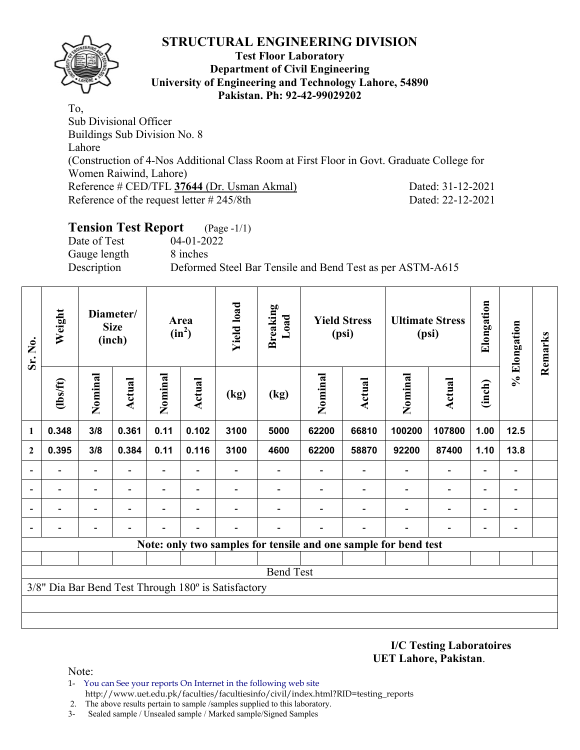# STRUCTURAL ENGINEERING DIVISION

**Test Floor Laboratory**
**Department of Civil Engineering**
**University of Engineering and Technology Lahore, 54890**
**Pakistan. Ph: 92-42-99029202**

To,
Sub Divisional Officer
Buildings Sub Division No. 8
Lahore
(Construction of 4-Nos Additional Class Room at First Floor in Govt. Graduate College for Women Raiwind, Lahore)
Reference # CED/TFL **37644** (Dr. Usman Akmal) Dated: 31-12-2021
Reference of the request letter # 245/8th Dated: 22-12-2021

## Tension Test Report (Page -1/1)

Date of Test 04-01-2022
Gauge length 8 inches
Description Deformed Steel Bar Tensile and Bend Test as per ASTM-A615

| Sr. No. | Weight | Diameter/ Size (inch) | | Area ($in^2$) | | Yield load | Breaking Load | Yield Stress (psi) | | Ultimate Stress (psi) | | Elongation | % Elongation | Remarks |
|---|---|---|---|---|---|---|---|---|---|---|---|---|---|---|
| | (lbs/ft) | Nominal | Actual | Nominal | Actual | (kg) | (kg) | Nominal | Actual | Nominal | Actual | (inch) | | |
| **1** | **0.348** | **3/8** | **0.361** | **0.11** | **0.102** | **3100** | **5000** | **62200** | **66810** | **100200** | **107800** | **1.00** | **12.5** | |
| **2** | **0.395** | **3/8** | **0.384** | **0.11** | **0.116** | **3100** | **4600** | **62200** | **58870** | **92200** | **87400** | **1.10** | **13.8** | |
| - | - | - | - | - | - | - | - | - | - | - | - | - | - | |
| - | - | - | - | - | - | - | - | - | - | - | - | - | - | |
| - | - | - | - | - | - | - | - | - | - | - | - | - | - | |
| - | - | - | - | - | - | - | - | - | - | - | - | - | - | |
| **Note: only two samples for tensile and one sample for bend test** | | | | | | | | | | | | | | |
| | | | | | | | | | | | | | | |
| Bend Test | | | | | | | | | | | | | | |
| 3/8" Dia Bar Bend Test Through 180º is Satisfactory | | | | | | | | | | | | | | |

**I/C Testing Laboratoires**
**UET Lahore, Pakistan**.

Note:

1- You can See your reports On Internet in the following web site
http://www.uet.edu.pk/faculties/facultiesinfo/civil/index.html?RID=testing_reports
2. The above results pertain to sample /samples supplied to this laboratory.
3- Sealed sample / Unsealed sample / Marked sample/Signed Samples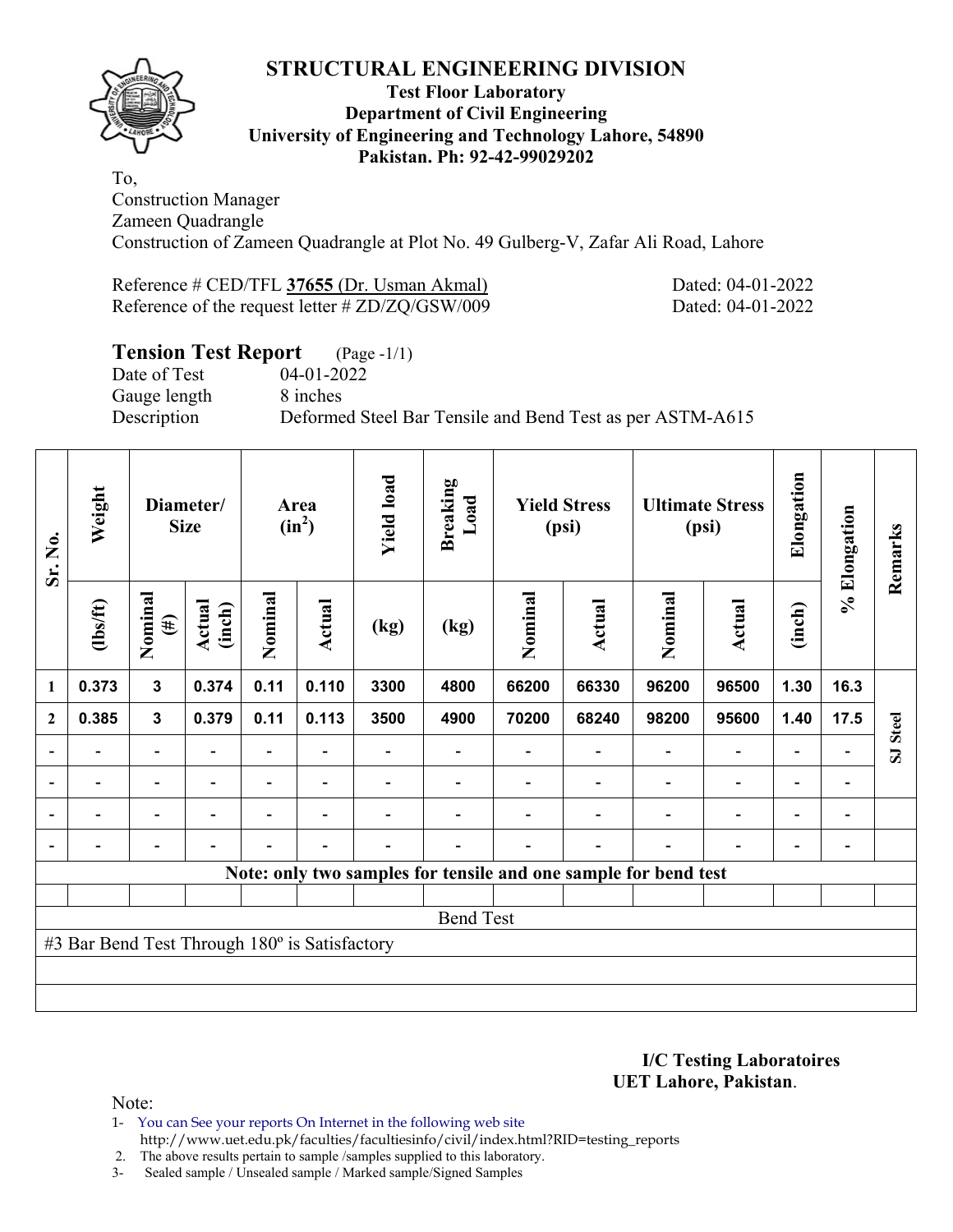# STRUCTURAL ENGINEERING DIVISION

**Test Floor Laboratory**
**Department of Civil Engineering**
**University of Engineering and Technology Lahore, 54890**
**Pakistan. Ph: 92-42-99029202**

To,
Construction Manager
Zameen Quadrangle
Construction of Zameen Quadrangle at Plot No. 49 Gulberg-V, Zafar Ali Road, Lahore

Reference # CED/TFL **37655** (Dr. Usman Akmal) Dated: 04-01-2022
Reference of the request letter # ZD/ZQ/GSW/009 Dated: 04-01-2022

## Tension Test Report (Page -1/1)

Date of Test 04-01-2022
Gauge length 8 inches
Description Deformed Steel Bar Tensile and Bend Test as per ASTM-A615

| Sr. No. | Weight | Diameter/ Size | | Area ($in^2$) | | Yield load | Breaking Load | Yield Stress (psi) | | Ultimate Stress (psi) | | Elongation | % Elongation | Remarks |
|---|---|---|---|---|---|---|---|---|---|---|---|---|---|---|
| | (lbs/ft) | Nominal (#) | Actual (inch) | Nominal | Actual | (kg) | (kg) | Nominal | Actual | Nominal | Actual | (inch) | | |
| 1 | 0.373 | 3 | 0.374 | 0.11 | 0.110 | 3300 | 4800 | 66200 | 66330 | 96200 | 96500 | 1.30 | 16.3 | SJ Steel |
| 2 | 0.385 | 3 | 0.379 | 0.11 | 0.113 | 3500 | 4900 | 70200 | 68240 | 98200 | 95600 | 1.40 | 17.5 | |
| - | - | - | - | - | - | - | - | - | - | - | - | - | - | |
| - | - | - | - | - | - | - | - | - | - | - | - | - | - | |
| - | - | - | - | - | - | - | - | - | - | - | - | - | - | |
| - | - | - | - | - | - | - | - | - | - | - | - | - | - | |
| Note: only two samples for tensile and one sample for bend test | | | | | | | | | | | | | | |
| | | | | | | | | | | | | | | |
| Bend Test | | | | | | | | | | | | | | |
| #3 Bar Bend Test Through 180º is Satisfactory | | | | | | | | | | | | | | |

**I/C Testing Laboratoires**
**UET Lahore, Pakistan**.

Note:
1- You can See your reports On Internet in the following web site
http://www.uet.edu.pk/faculties/facultiesinfo/civil/index.html?RID=testing_reports
2. The above results pertain to sample /samples supplied to this laboratory.
3- Sealed sample / Unsealed sample / Marked sample/Signed Samples